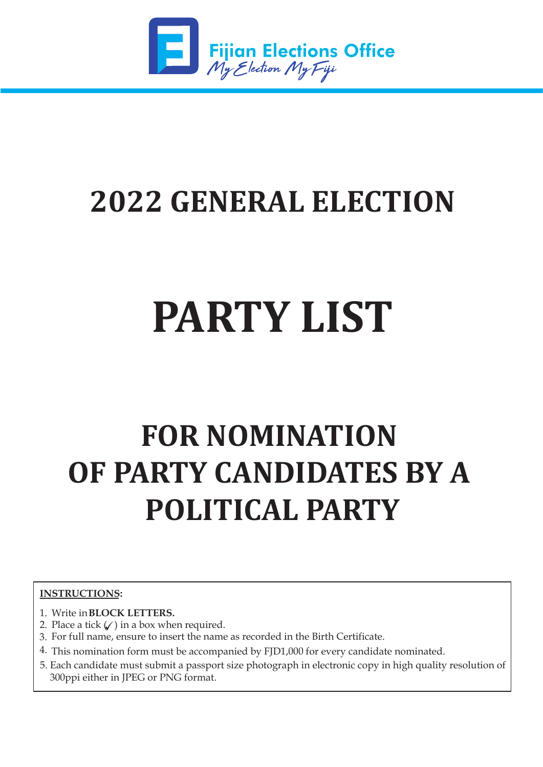Fijian Elections Office

*My Election My Fiji*

# 2022 GENERAL ELECTION

# PARTY LIST

# FOR NOMINATION OF PARTY CANDIDATES BY A POLITICAL PARTY

**INSTRUCTIONS:**

1. Write in **BLOCK LETTERS.**
2. Place a tick (✓) in a box when required.
3. For full name, ensure to insert the name as recorded in the Birth Certificate.
4. This nomination form must be accompanied by FJD1,000 for every candidate nominated.
5. Each candidate must submit a passport size photograph in electronic copy in high quality resolution of 300ppi either in JPEG or PNG format.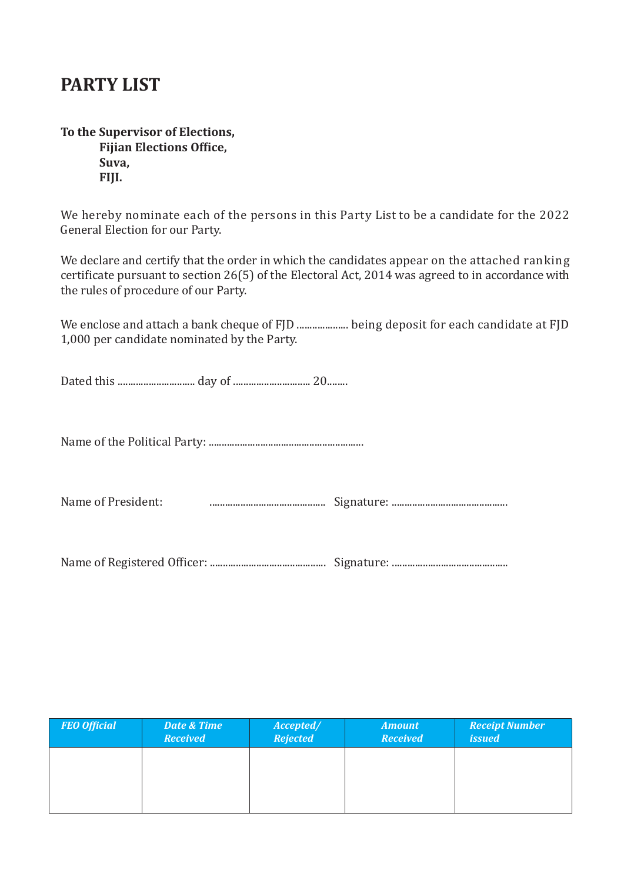# PARTY LIST

**To the Supervisor of Elections,**
**Fijian Elections Office,**
**Suva,**
**FIJI.**

We hereby nominate each of the persons in this Party List to be a candidate for the 2022 General Election for our Party.

We declare and certify that the order in which the candidates appear on the attached ranking certificate pursuant to section 26(5) of the Electoral Act, 2014 was agreed to in accordance with the rules of procedure of our Party.

We enclose and attach a bank cheque of FJD .................... being deposit for each candidate at FJD 1,000 per candidate nominated by the Party.

Dated this .............................. day of .............................. 20........

Name of the Political Party: ............................................................

Name of President: ............................................. Signature: .............................................

Name of Registered Officer: ............................................. Signature: .............................................

| *FEO Official* | *Date & Time Received* | *Accepted/ Rejected* | *Amount Received* | *Receipt Number issued* |
|---|---|---|---|---|
| | | | | |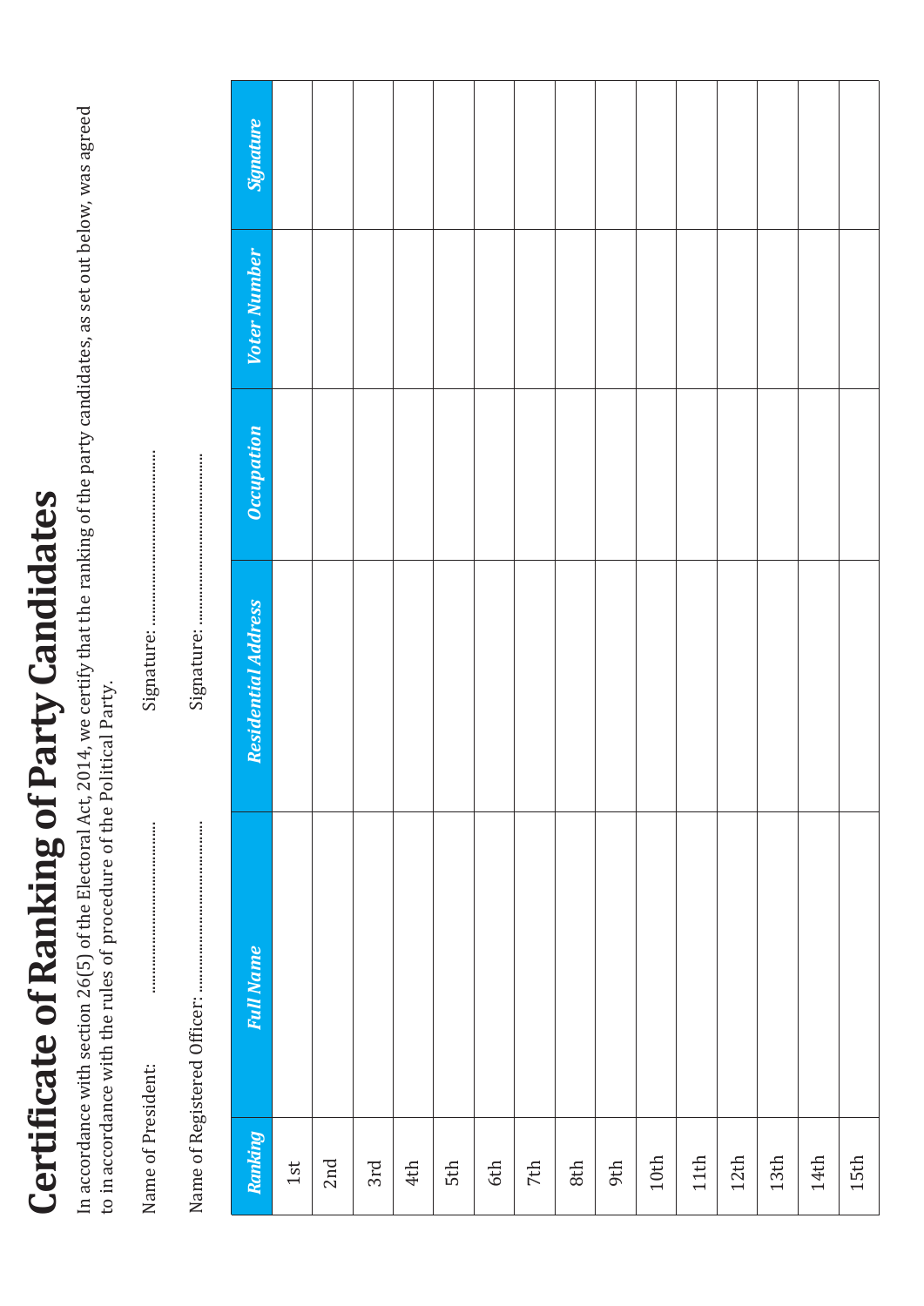# Certificate of Ranking of Party Candidates

In accordance with section 26(5) of the Electoral Act, 2014, we certify that the ranking of the party candidates, as set out below, was agreed to in accordance with the rules of procedure of the Political Party.

Name of President: .............................................. Signature: ..............................................

Name of Registered Officer: .............................................. Signature: ..............................................

| *Ranking* | *Full Name* | *Residential Address* | *Occupation* | *Voter Number* | *Signature* |
|---|---|---|---|---|---|
| 1st | | | | | |
| 2nd | | | | | |
| 3rd | | | | | |
| 4th | | | | | |
| 5th | | | | | |
| 6th | | | | | |
| 7th | | | | | |
| 8th | | | | | |
| 9th | | | | | |
| 10th | | | | | |
| 11th | | | | | |
| 12th | | | | | |
| 13th | | | | | |
| 14th | | | | | |
| 15th | | | | | |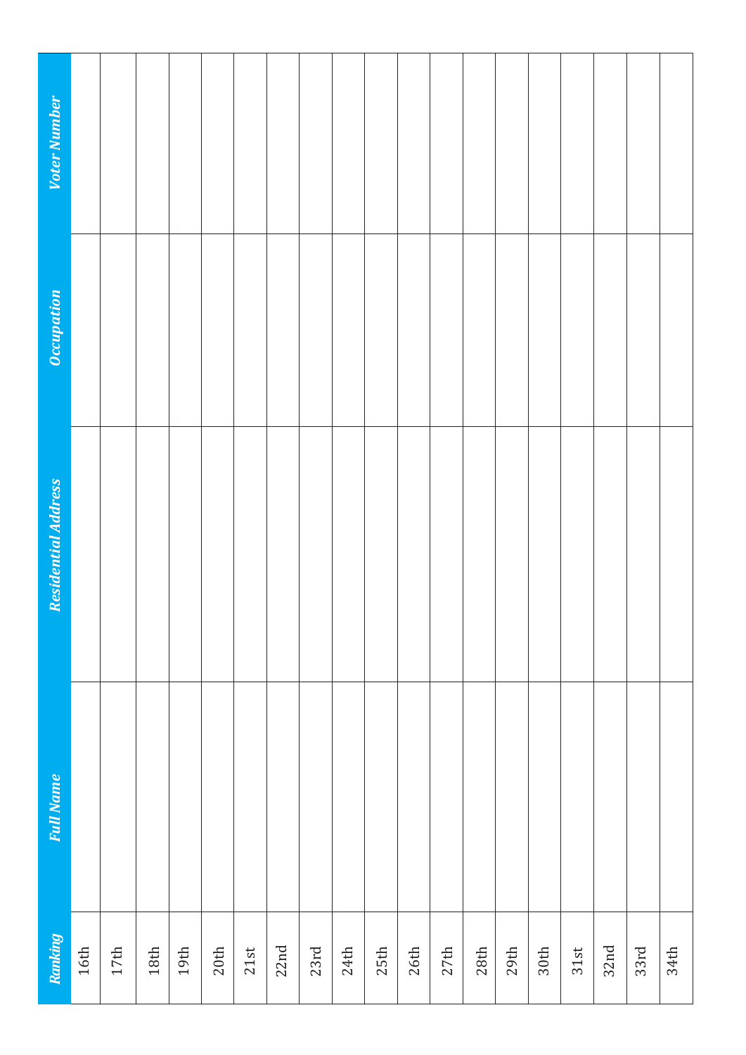| Ranking | Full Name | Residential Address | Occupation | Voter Number |
|---|---|---|---|---|
| 16th | | | | |
| 17th | | | | |
| 18th | | | | |
| 19th | | | | |
| 20th | | | | |
| 21st | | | | |
| 22nd | | | | |
| 23rd | | | | |
| 24th | | | | |
| 25th | | | | |
| 26th | | | | |
| 27th | | | | |
| 28th | | | | |
| 29th | | | | |
| 30th | | | | |
| 31st | | | | |
| 32nd | | | | |
| 33rd | | | | |
| 34th | | | | |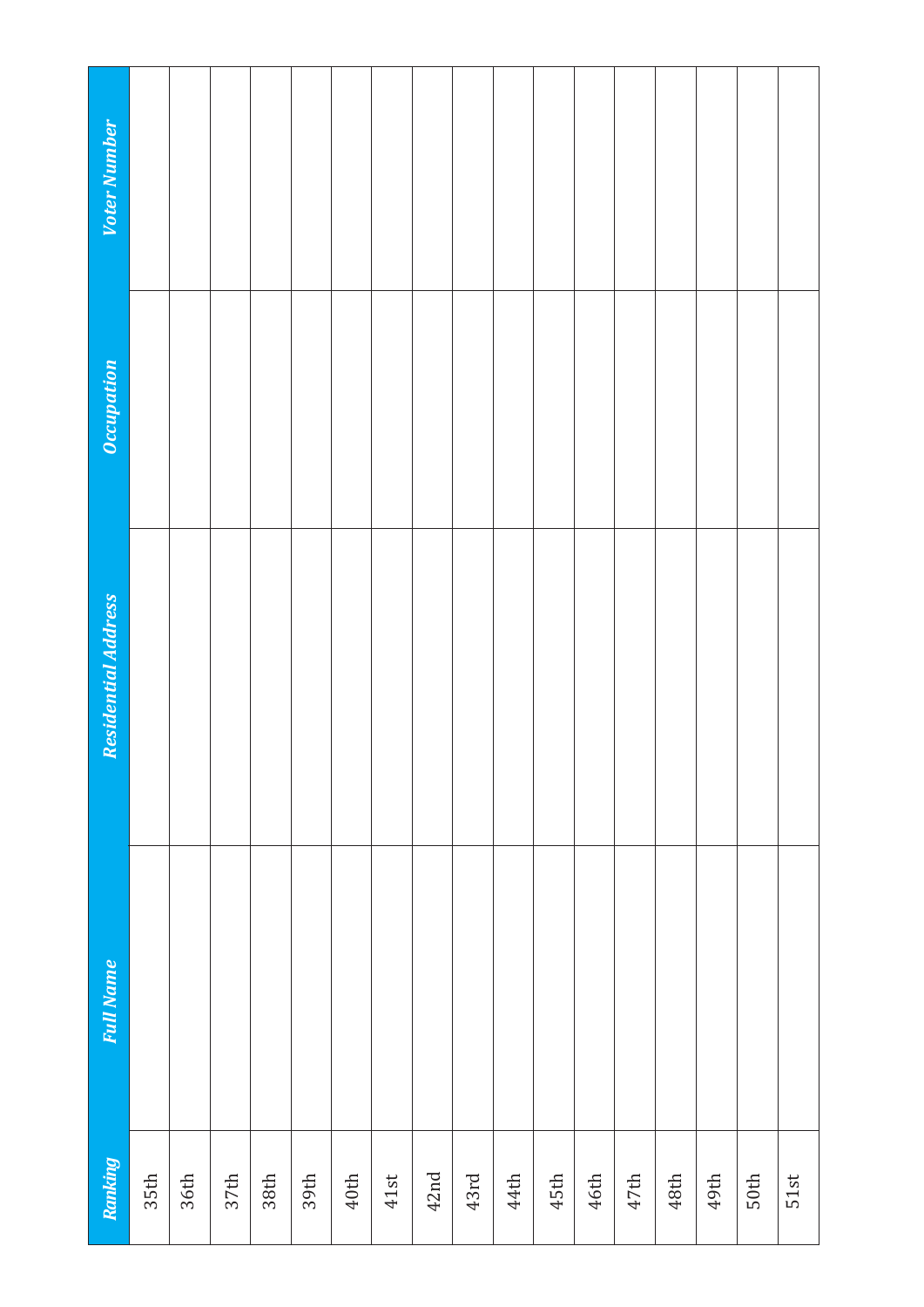| Ranking | Full Name | Residential Address | Occupation | Voter Number |
| --- | --- | --- | --- | --- |
| 35th | | | | |
| 36th | | | | |
| 37th | | | | |
| 38th | | | | |
| 39th | | | | |
| 40th | | | | |
| 41st | | | | |
| 42nd | | | | |
| 43rd | | | | |
| 44th | | | | |
| 45th | | | | |
| 46th | | | | |
| 47th | | | | |
| 48th | | | | |
| 49th | | | | |
| 50th | | | | |
| 51st | | | | |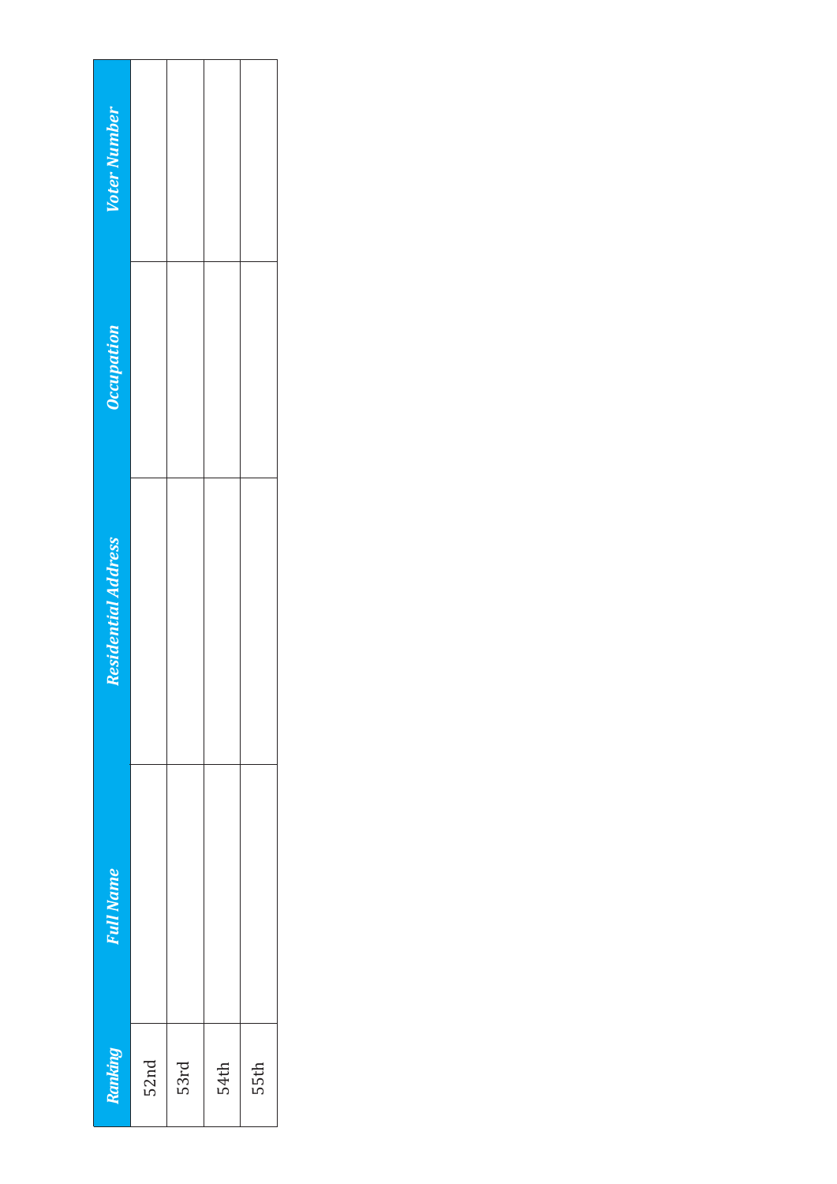| Ranking | Full Name | Residential Address | Occupation | Voter Number |
| --- | --- | --- | --- | --- |
| 52nd | | | | |
| 53rd | | | | |
| 54th | | | | |
| 55th | | | | |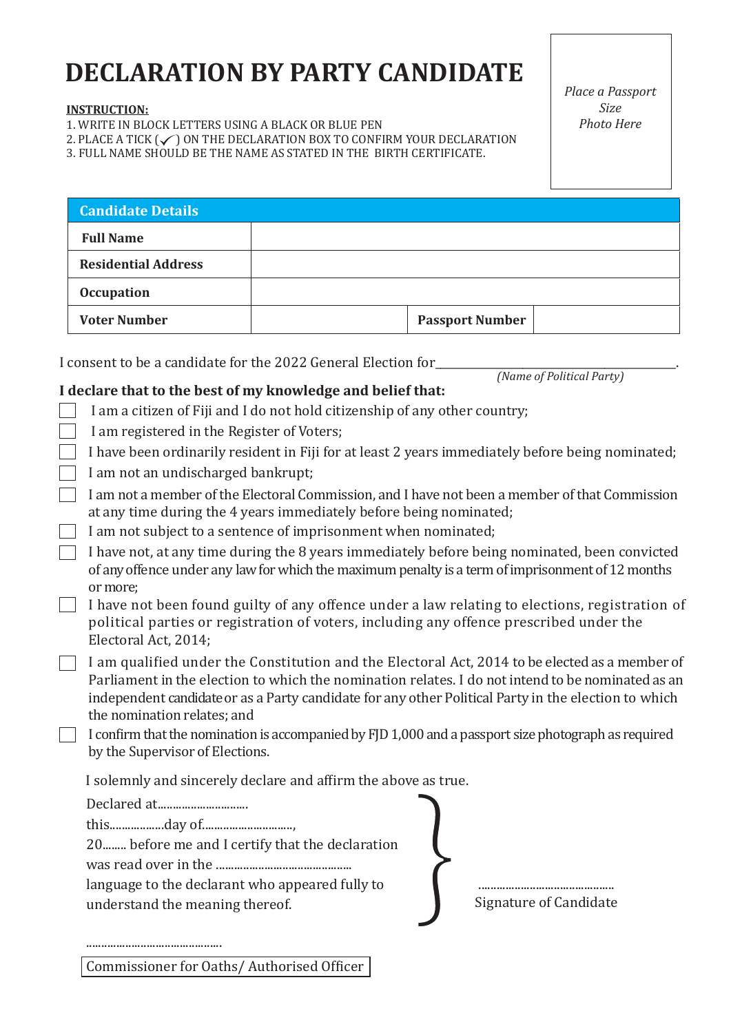# DECLARATION BY PARTY CANDIDATE

*Place a Passport Size Photo Here*

**INSTRUCTION:**

1. WRITE IN BLOCK LETTERS USING A BLACK OR BLUE PEN
2. PLACE A TICK (✓) ON THE DECLARATION BOX TO CONFIRM YOUR DECLARATION
3. FULL NAME SHOULD BE THE NAME AS STATED IN THE BIRTH CERTIFICATE.

| Candidate Details | | | |
|---|---|---|---|
| **Full Name** | | | |
| **Residential Address** | | | |
| **Occupation** | | | |
| **Voter Number** | | **Passport Number** | |

I consent to be a candidate for the 2022 General Election for\_\_\_\_\_\_\_\_\_\_\_\_\_\_\_\_\_\_\_\_\_\_\_\_\_\_\_\_\_\_\_\_\_\_\_\_\_\_.
*(Name of Political Party)*

**I declare that to the best of my knowledge and belief that:**

- ☐ I am a citizen of Fiji and I do not hold citizenship of any other country;
- ☐ I am registered in the Register of Voters;
- ☐ I have been ordinarily resident in Fiji for at least 2 years immediately before being nominated;
- ☐ I am not an undischarged bankrupt;
- ☐ I am not a member of the Electoral Commission, and I have not been a member of that Commission at any time during the 4 years immediately before being nominated;
- ☐ I am not subject to a sentence of imprisonment when nominated;
- ☐ I have not, at any time during the 8 years immediately before being nominated, been convicted of any offence under any law for which the maximum penalty is a term of imprisonment of 12 months or more;
- ☐ I have not been found guilty of any offence under a law relating to elections, registration of political parties or registration of voters, including any offence prescribed under the Electoral Act, 2014;
- ☐ I am qualified under the Constitution and the Electoral Act, 2014 to be elected as a member of Parliament in the election to which the nomination relates. I do not intend to be nominated as an independent candidate or as a Party candidate for any other Political Party in the election to which the nomination relates; and
- ☐ I confirm that the nomination is accompanied by FJD 1,000 and a passport size photograph as required by the Supervisor of Elections.

I solemnly and sincerely declare and affirm the above as true.

Declared at..............................
this..................day of..............................,
20........ before me and I certify that the declaration was read over in the ............................................ language to the declarant who appeared fully to understand the meaning thereof.

............................................
Signature of Candidate

............................................
Commissioner for Oaths/ Authorised Officer